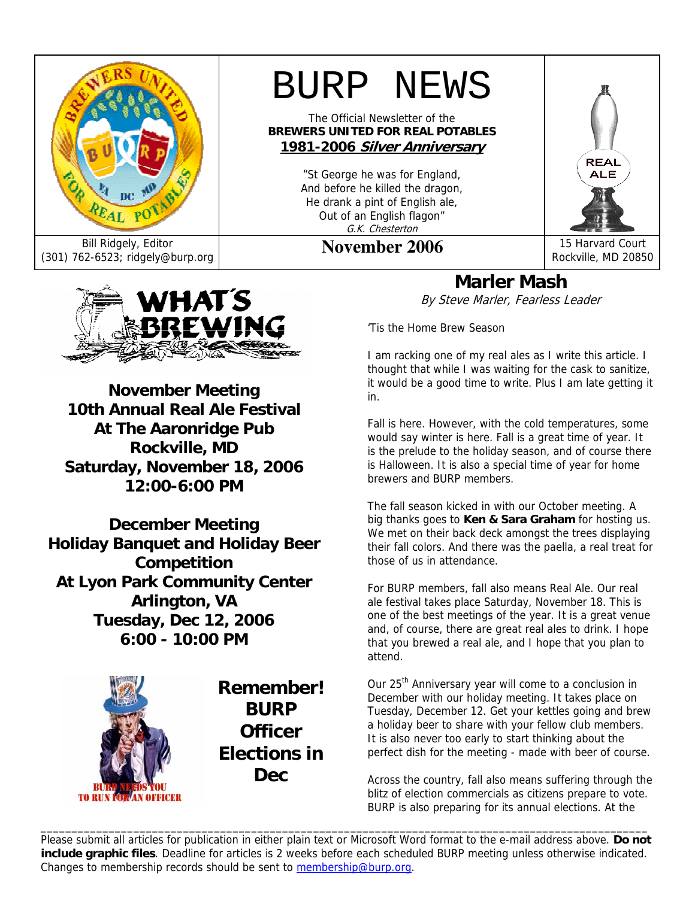# BURP NEWS

The Official Newsletter of the
**BREWERS UNITED FOR REAL POTABLES**
**1981-2006 *Silver Anniversary***

"St George he was for England,
And before he killed the dragon,
He drank a pint of English ale,
Out of an English flagon"
*G.K. Chesterton*

Bill Ridgely, Editor
(301) 762-6523; ridgely@burp.org

**November 2006**

15 Harvard Court
Rockville, MD 20850

## WHAT'S BREWING

**November Meeting**
**10th Annual Real Ale Festival**
**At The Aaronridge Pub**
**Rockville, MD**
**Saturday, November 18, 2006**
**12:00-6:00 PM**

**December Meeting**
**Holiday Banquet and Holiday Beer Competition**
**At Lyon Park Community Center**
**Arlington, VA**
**Tuesday, Dec 12, 2006**
**6:00 - 10:00 PM**

BURP NEEDS YOU TO RUN FOR AN OFFICER

**Remember! BURP Officer Elections in Dec**

## Marler Mash

*By Steve Marler, Fearless Leader*

'Tis the Home Brew Season

I am racking one of my real ales as I write this article. I thought that while I was waiting for the cask to sanitize, it would be a good time to write. Plus I am late getting it in.

Fall is here. However, with the cold temperatures, some would say winter is here. Fall is a great time of year. It is the prelude to the holiday season, and of course there is Halloween. It is also a special time of year for home brewers and BURP members.

The fall season kicked in with our October meeting. A big thanks goes to **Ken & Sara Graham** for hosting us. We met on their back deck amongst the trees displaying their fall colors. And there was the paella, a real treat for those of us in attendance.

For BURP members, fall also means Real Ale. Our real ale festival takes place Saturday, November 18. This is one of the best meetings of the year. It is a great venue and, of course, there are great real ales to drink. I hope that you brewed a real ale, and I hope that you plan to attend.

Our 25th Anniversary year will come to a conclusion in December with our holiday meeting. It takes place on Tuesday, December 12. Get your kettles going and brew a holiday beer to share with your fellow club members. It is also never too early to start thinking about the perfect dish for the meeting - made with beer of course.

Across the country, fall also means suffering through the blitz of election commercials as citizens prepare to vote. BURP is also preparing for its annual elections. At the

---

Please submit all articles for publication in either plain text or Microsoft Word format to the e-mail address above. **Do not include graphic files**. Deadline for articles is 2 weeks before each scheduled BURP meeting unless otherwise indicated. Changes to membership records should be sent to membership@burp.org.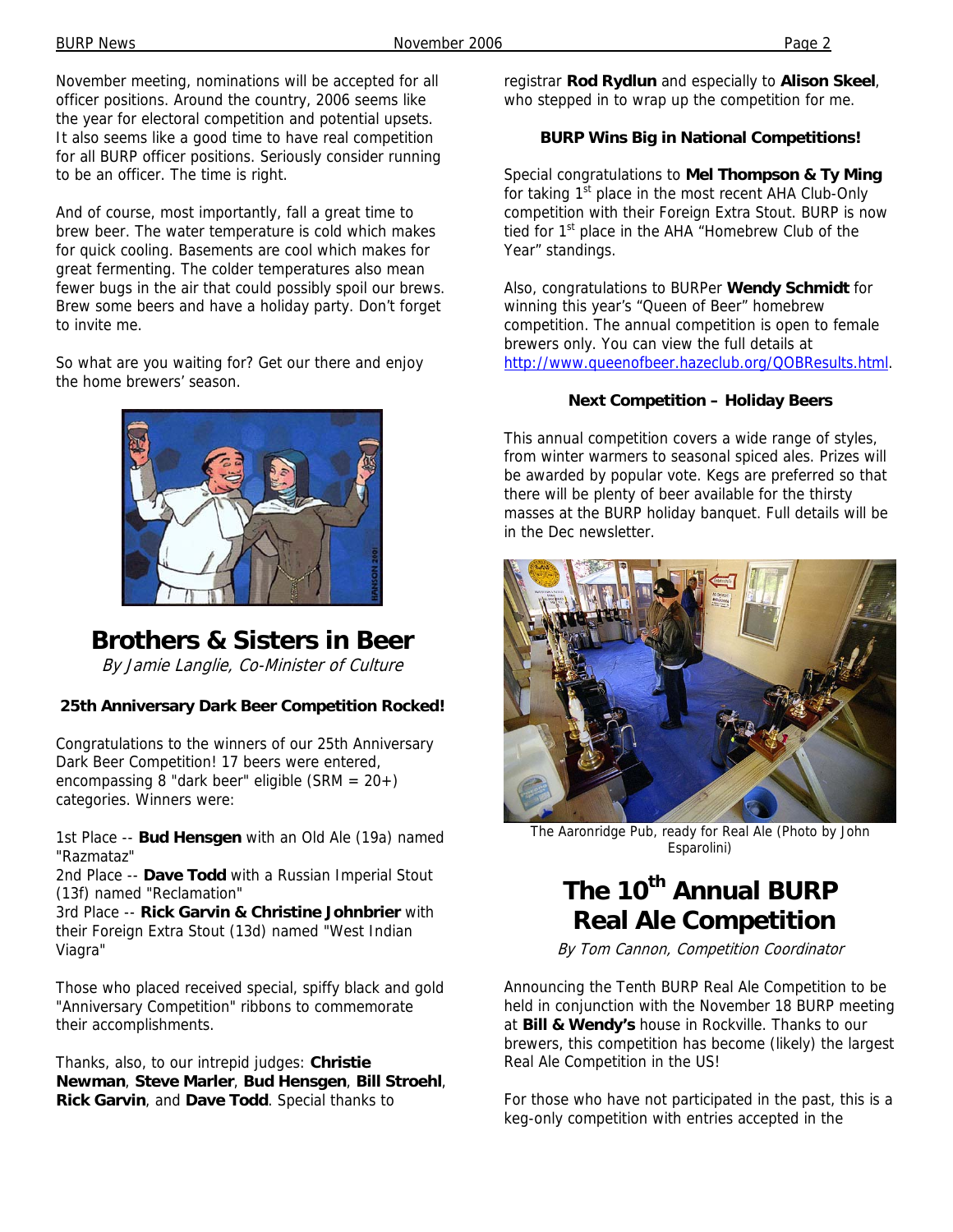November meeting, nominations will be accepted for all officer positions. Around the country, 2006 seems like the year for electoral competition and potential upsets. It also seems like a good time to have real competition for all BURP officer positions. Seriously consider running to be an officer. The time is right.

And of course, most importantly, fall a great time to brew beer. The water temperature is cold which makes for quick cooling. Basements are cool which makes for great fermenting. The colder temperatures also mean fewer bugs in the air that could possibly spoil our brews. Brew some beers and have a holiday party. Don't forget to invite me.

So what are you waiting for? Get our there and enjoy the home brewers' season.

# Brothers & Sisters in Beer

*By Jamie Langlie, Co-Minister of Culture*

### 25th Anniversary Dark Beer Competition Rocked!

Congratulations to the winners of our 25th Anniversary Dark Beer Competition! 17 beers were entered, encompassing 8 "dark beer" eligible (SRM = 20+) categories. Winners were:

1st Place -- **Bud Hensgen** with an Old Ale (19a) named "Razmataz"
2nd Place -- **Dave Todd** with a Russian Imperial Stout (13f) named "Reclamation"
3rd Place -- **Rick Garvin & Christine Johnbrier** with their Foreign Extra Stout (13d) named "West Indian Viagra"

Those who placed received special, spiffy black and gold "Anniversary Competition" ribbons to commemorate their accomplishments.

Thanks, also, to our intrepid judges: **Christie Newman**, **Steve Marler**, **Bud Hensgen**, **Bill Stroehl**, **Rick Garvin**, and **Dave Todd**. Special thanks to registrar **Rod Rydlun** and especially to **Alison Skeel**, who stepped in to wrap up the competition for me.

### BURP Wins Big in National Competitions!

Special congratulations to **Mel Thompson & Ty Ming** for taking 1st place in the most recent AHA Club-Only competition with their Foreign Extra Stout. BURP is now tied for 1st place in the AHA "Homebrew Club of the Year" standings.

Also, congratulations to BURPer **Wendy Schmidt** for winning this year's "Queen of Beer" homebrew competition. The annual competition is open to female brewers only. You can view the full details at http://www.queenofbeer.hazeclub.org/QOBResults.html.

### Next Competition – Holiday Beers

This annual competition covers a wide range of styles, from winter warmers to seasonal spiced ales. Prizes will be awarded by popular vote. Kegs are preferred so that there will be plenty of beer available for the thirsty masses at the BURP holiday banquet. Full details will be in the Dec newsletter.

The Aaronridge Pub, ready for Real Ale (Photo by John Esparolini)

# The 10th Annual BURP Real Ale Competition

*By Tom Cannon, Competition Coordinator*

Announcing the Tenth BURP Real Ale Competition to be held in conjunction with the November 18 BURP meeting at **Bill & Wendy's** house in Rockville. Thanks to our brewers, this competition has become (likely) the largest Real Ale Competition in the US!

For those who have not participated in the past, this is a keg-only competition with entries accepted in the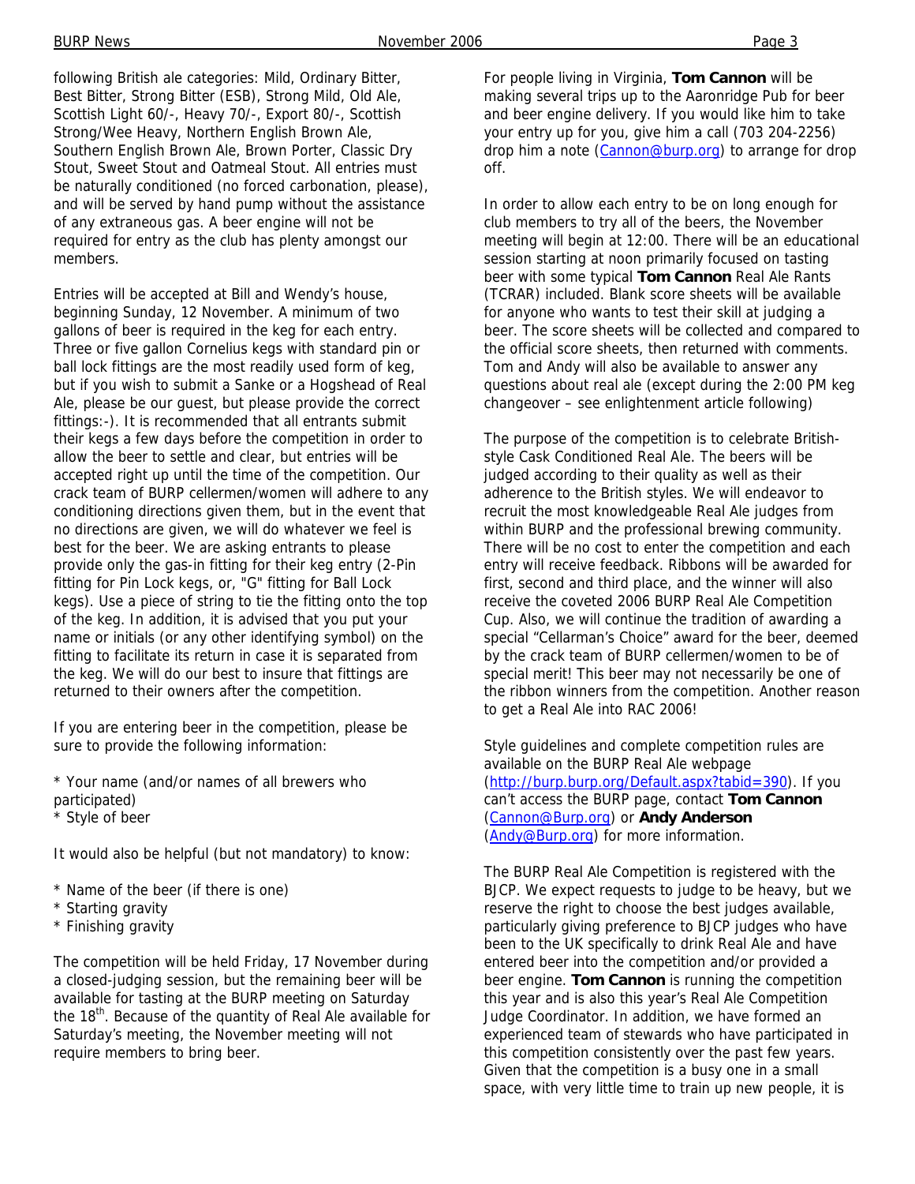following British ale categories: Mild, Ordinary Bitter, Best Bitter, Strong Bitter (ESB), Strong Mild, Old Ale, Scottish Light 60/-, Heavy 70/-, Export 80/-, Scottish Strong/Wee Heavy, Northern English Brown Ale, Southern English Brown Ale, Brown Porter, Classic Dry Stout, Sweet Stout and Oatmeal Stout. All entries must be naturally conditioned (no forced carbonation, please), and will be served by hand pump without the assistance of any extraneous gas. A beer engine will not be required for entry as the club has plenty amongst our members.

Entries will be accepted at Bill and Wendy's house, beginning Sunday, 12 November. A minimum of two gallons of beer is required in the keg for each entry. Three or five gallon Cornelius kegs with standard pin or ball lock fittings are the most readily used form of keg, but if you wish to submit a Sanke or a Hogshead of Real Ale, please be our guest, but please provide the correct fittings:-). It is recommended that all entrants submit their kegs a few days before the competition in order to allow the beer to settle and clear, but entries will be accepted right up until the time of the competition. Our crack team of BURP cellermen/women will adhere to any conditioning directions given them, but in the event that no directions are given, we will do whatever we feel is best for the beer. We are asking entrants to please provide only the gas-in fitting for their keg entry (2-Pin fitting for Pin Lock kegs, or, "G" fitting for Ball Lock kegs). Use a piece of string to tie the fitting onto the top of the keg. In addition, it is advised that you put your name or initials (or any other identifying symbol) on the fitting to facilitate its return in case it is separated from the keg. We will do our best to insure that fittings are returned to their owners after the competition.

If you are entering beer in the competition, please be sure to provide the following information:

* Your name (and/or names of all brewers who participated)
* Style of beer

It would also be helpful (but not mandatory) to know:

* Name of the beer (if there is one)
* Starting gravity
* Finishing gravity

The competition will be held Friday, 17 November during a closed-judging session, but the remaining beer will be available for tasting at the BURP meeting on Saturday the 18th. Because of the quantity of Real Ale available for Saturday's meeting, the November meeting will not require members to bring beer.

For people living in Virginia, **Tom Cannon** will be making several trips up to the Aaronridge Pub for beer and beer engine delivery. If you would like him to take your entry up for you, give him a call (703 204-2256) drop him a note (Cannon@burp.org) to arrange for drop off.

In order to allow each entry to be on long enough for club members to try all of the beers, the November meeting will begin at 12:00. There will be an educational session starting at noon primarily focused on tasting beer with some typical **Tom Cannon** Real Ale Rants (TCRAR) included. Blank score sheets will be available for anyone who wants to test their skill at judging a beer. The score sheets will be collected and compared to the official score sheets, then returned with comments. Tom and Andy will also be available to answer any questions about real ale (except during the 2:00 PM keg changeover – see enlightenment article following)

The purpose of the competition is to celebrate British-style Cask Conditioned Real Ale. The beers will be judged according to their quality as well as their adherence to the British styles. We will endeavor to recruit the most knowledgeable Real Ale judges from within BURP and the professional brewing community. There will be no cost to enter the competition and each entry will receive feedback. Ribbons will be awarded for first, second and third place, and the winner will also receive the coveted 2006 BURP Real Ale Competition Cup. Also, we will continue the tradition of awarding a special "Cellarman's Choice" award for the beer, deemed by the crack team of BURP cellermen/women to be of special merit! This beer may not necessarily be one of the ribbon winners from the competition. Another reason to get a Real Ale into RAC 2006!

Style guidelines and complete competition rules are available on the BURP Real Ale webpage (http://burp.burp.org/Default.aspx?tabid=390). If you can't access the BURP page, contact **Tom Cannon** (Cannon@Burp.org) or **Andy Anderson** (Andy@Burp.org) for more information.

The BURP Real Ale Competition is registered with the BJCP. We expect requests to judge to be heavy, but we reserve the right to choose the best judges available, particularly giving preference to BJCP judges who have been to the UK specifically to drink Real Ale and have entered beer into the competition and/or provided a beer engine. **Tom Cannon** is running the competition this year and is also this year's Real Ale Competition Judge Coordinator. In addition, we have formed an experienced team of stewards who have participated in this competition consistently over the past few years. Given that the competition is a busy one in a small space, with very little time to train up new people, it is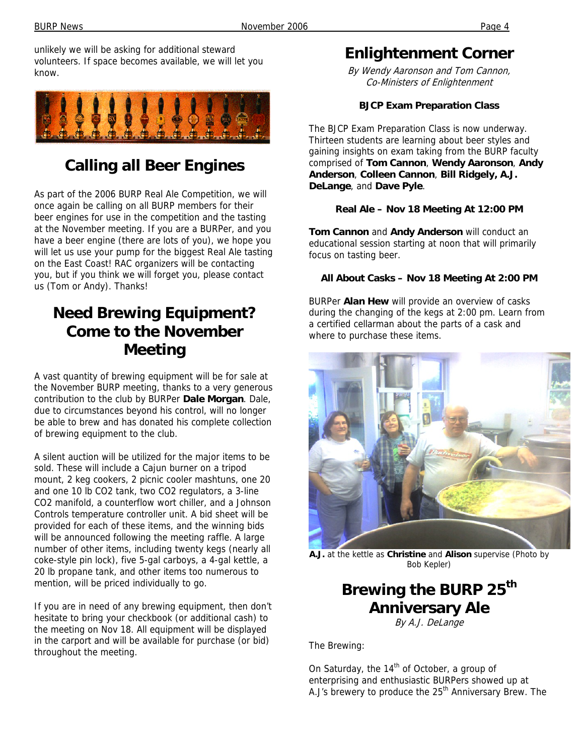unlikely we will be asking for additional steward volunteers. If space becomes available, we will let you know.

## Calling all Beer Engines

As part of the 2006 BURP Real Ale Competition, we will once again be calling on all BURP members for their beer engines for use in the competition and the tasting at the November meeting. If you are a BURPer, and you have a beer engine (there are lots of you), we hope you will let us use your pump for the biggest Real Ale tasting on the East Coast! RAC organizers will be contacting you, but if you think we will forget you, please contact us (Tom or Andy). Thanks!

## Need Brewing Equipment? Come to the November Meeting

A vast quantity of brewing equipment will be for sale at the November BURP meeting, thanks to a very generous contribution to the club by BURPer **Dale Morgan**. Dale, due to circumstances beyond his control, will no longer be able to brew and has donated his complete collection of brewing equipment to the club.

A silent auction will be utilized for the major items to be sold. These will include a Cajun burner on a tripod mount, 2 keg cookers, 2 picnic cooler mashtuns, one 20 and one 10 lb $CO_2$ tank, two $CO_2$ regulators, a 3-line $CO_2$ manifold, a counterflow wort chiller, and a Johnson Controls temperature controller unit. A bid sheet will be provided for each of these items, and the winning bids will be announced following the meeting raffle. A large number of other items, including twenty kegs (nearly all coke-style pin lock), five 5-gal carboys, a 4-gal kettle, a 20 lb propane tank, and other items too numerous to mention, will be priced individually to go.

If you are in need of any brewing equipment, then don't hesitate to bring your checkbook (or additional cash) to the meeting on Nov 18. All equipment will be displayed in the carport and will be available for purchase (or bid) throughout the meeting.

## Enlightenment Corner

*By Wendy Aaronson and Tom Cannon, Co-Ministers of Enlightenment*

### BJCP Exam Preparation Class

The BJCP Exam Preparation Class is now underway. Thirteen students are learning about beer styles and gaining insights on exam taking from the BURP faculty comprised of **Tom Cannon**, **Wendy Aaronson**, **Andy Anderson**, **Colleen Cannon**, **Bill Ridgely, A.J. DeLange**, and **Dave Pyle**.

### Real Ale – Nov 18 Meeting At 12:00 PM

**Tom Cannon** and **Andy Anderson** will conduct an educational session starting at noon that will primarily focus on tasting beer.

### All About Casks – Nov 18 Meeting At 2:00 PM

BURPer **Alan Hew** will provide an overview of casks during the changing of the kegs at 2:00 pm. Learn from a certified cellarman about the parts of a cask and where to purchase these items.

**A.J.** at the kettle as **Christine** and **Alison** supervise (Photo by Bob Kepler)

## Brewing the BURP 25th Anniversary Ale

*By A.J. DeLange*

The Brewing:

On Saturday, the 14th of October, a group of enterprising and enthusiastic BURPers showed up at A.J's brewery to produce the 25th Anniversary Brew. The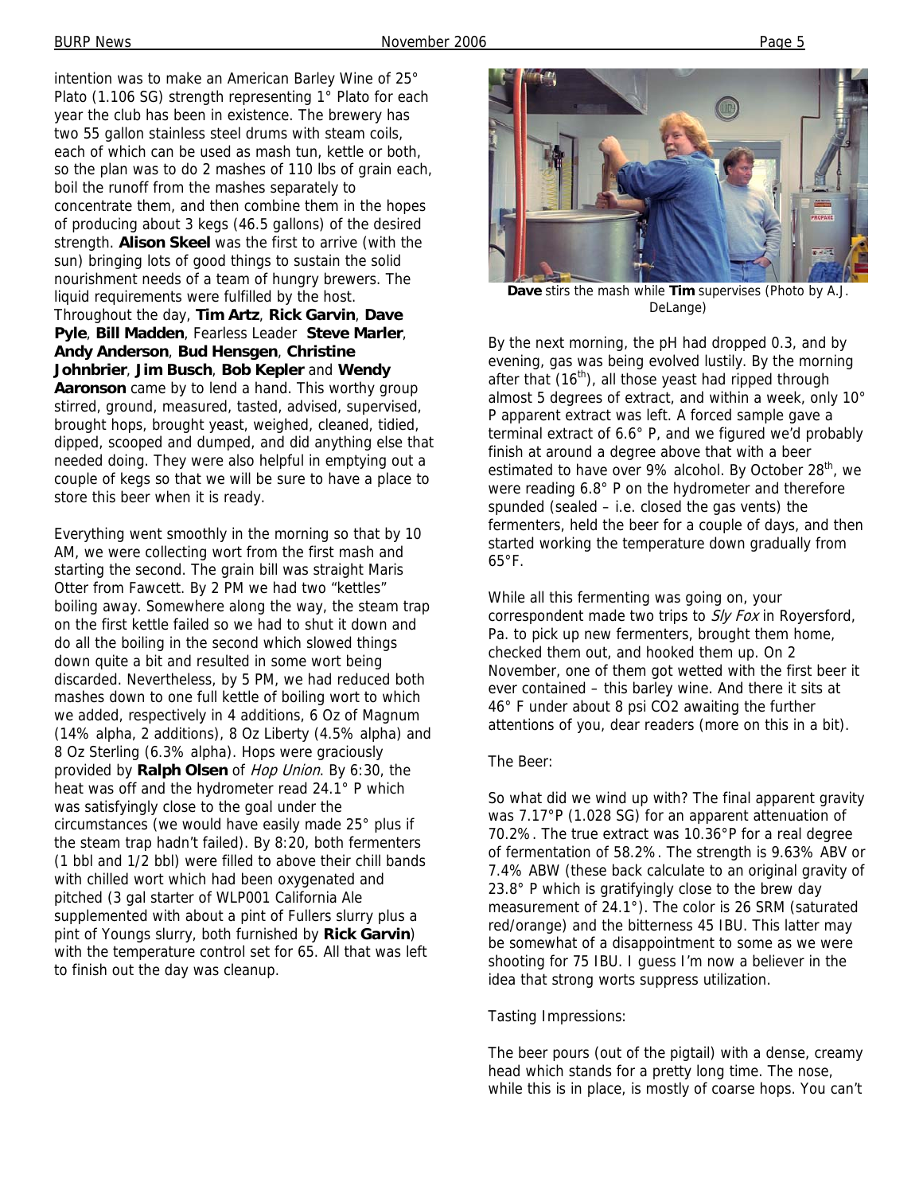intention was to make an American Barley Wine of 25° Plato (1.106 SG) strength representing 1° Plato for each year the club has been in existence. The brewery has two 55 gallon stainless steel drums with steam coils, each of which can be used as mash tun, kettle or both, so the plan was to do 2 mashes of 110 lbs of grain each, boil the runoff from the mashes separately to concentrate them, and then combine them in the hopes of producing about 3 kegs (46.5 gallons) of the desired strength. **Alison Skeel** was the first to arrive (with the sun) bringing lots of good things to sustain the solid nourishment needs of a team of hungry brewers. The liquid requirements were fulfilled by the host. Throughout the day, **Tim Artz**, **Rick Garvin**, **Dave Pyle**, **Bill Madden**, Fearless Leader **Steve Marler**, **Andy Anderson**, **Bud Hensgen**, **Christine Johnbrier**, **Jim Busch**, **Bob Kepler** and **Wendy Aaronson** came by to lend a hand. This worthy group stirred, ground, measured, tasted, advised, supervised, brought hops, brought yeast, weighed, cleaned, tidied, dipped, scooped and dumped, and did anything else that needed doing. They were also helpful in emptying out a couple of kegs so that we will be sure to have a place to store this beer when it is ready.

Everything went smoothly in the morning so that by 10 AM, we were collecting wort from the first mash and starting the second. The grain bill was straight Maris Otter from Fawcett. By 2 PM we had two "kettles" boiling away. Somewhere along the way, the steam trap on the first kettle failed so we had to shut it down and do all the boiling in the second which slowed things down quite a bit and resulted in some wort being discarded. Nevertheless, by 5 PM, we had reduced both mashes down to one full kettle of boiling wort to which we added, respectively in 4 additions, 6 Oz of Magnum (14% alpha, 2 additions), 8 Oz Liberty (4.5% alpha) and 8 Oz Sterling (6.3% alpha). Hops were graciously provided by **Ralph Olsen** of *Hop Union*. By 6:30, the heat was off and the hydrometer read 24.1° P which was satisfyingly close to the goal under the circumstances (we would have easily made 25° plus if the steam trap hadn't failed). By 8:20, both fermenters (1 bbl and 1/2 bbl) were filled to above their chill bands with chilled wort which had been oxygenated and pitched (3 gal starter of WLP001 California Ale supplemented with about a pint of Fullers slurry plus a pint of Youngs slurry, both furnished by **Rick Garvin**) with the temperature control set for 65. All that was left to finish out the day was cleanup.

**Dave** stirs the mash while **Tim** supervises (Photo by A.J. DeLange)

By the next morning, the pH had dropped 0.3, and by evening, gas was being evolved lustily. By the morning after that (16th), all those yeast had ripped through almost 5 degrees of extract, and within a week, only 10° P apparent extract was left. A forced sample gave a terminal extract of 6.6° P, and we figured we'd probably finish at around a degree above that with a beer estimated to have over 9% alcohol. By October 28th, we were reading 6.8° P on the hydrometer and therefore spunded (sealed – i.e. closed the gas vents) the fermenters, held the beer for a couple of days, and then started working the temperature down gradually from 65°F.

While all this fermenting was going on, your correspondent made two trips to *Sly Fox* in Royersford, Pa. to pick up new fermenters, brought them home, checked them out, and hooked them up. On 2 November, one of them got wetted with the first beer it ever contained – this barley wine. And there it sits at 46° F under about 8 psi $CO_2$ awaiting the further attentions of you, dear readers (more on this in a bit).

The Beer:

So what did we wind up with? The final apparent gravity was 7.17°P (1.028 SG) for an apparent attenuation of 70.2%. The true extract was 10.36°P for a real degree of fermentation of 58.2%. The strength is 9.63% ABV or 7.4% ABW (these back calculate to an original gravity of 23.8° P which is gratifyingly close to the brew day measurement of 24.1°). The color is 26 SRM (saturated red/orange) and the bitterness 45 IBU. This latter may be somewhat of a disappointment to some as we were shooting for 75 IBU. I guess I'm now a believer in the idea that strong worts suppress utilization.

Tasting Impressions:

The beer pours (out of the pigtail) with a dense, creamy head which stands for a pretty long time. The nose, while this is in place, is mostly of coarse hops. You can't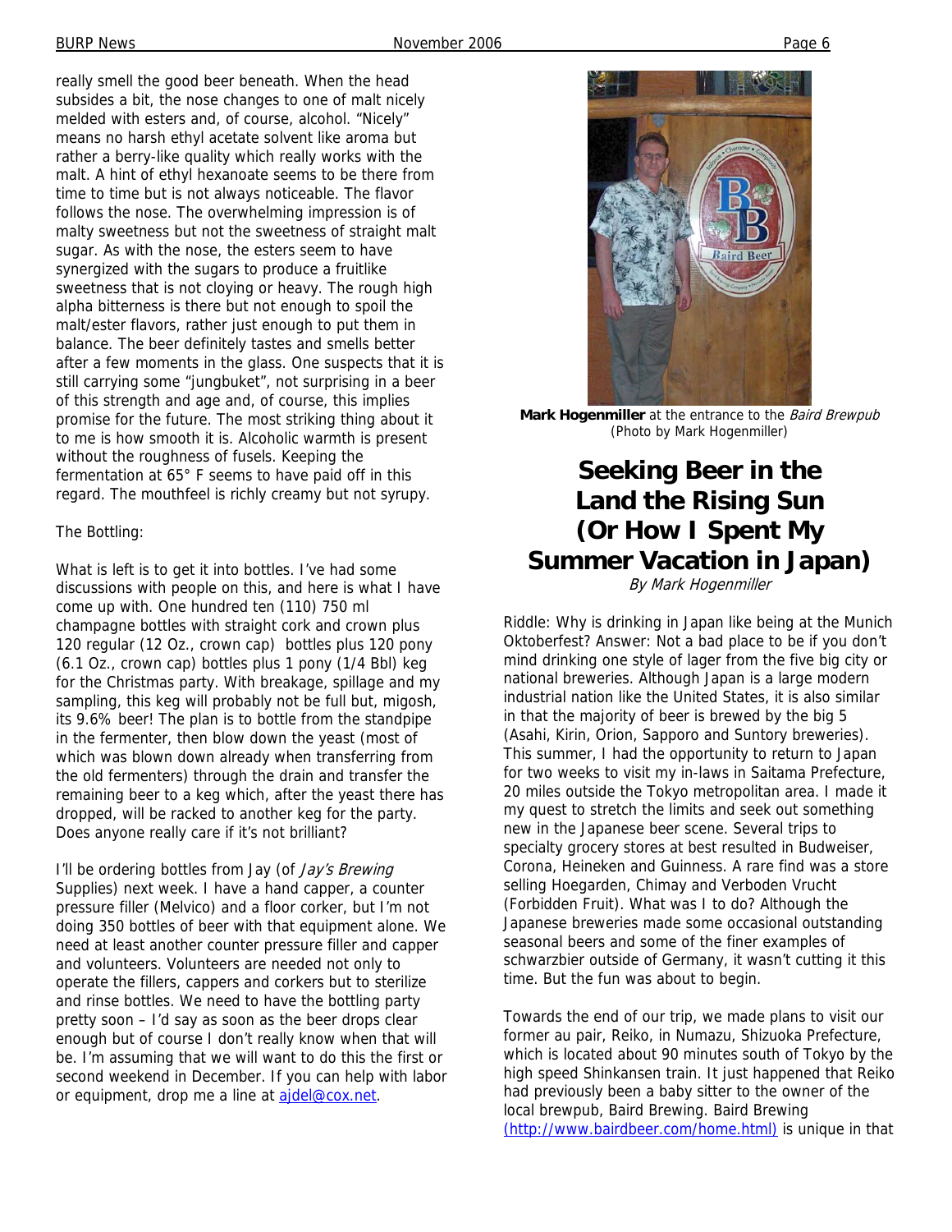really smell the good beer beneath. When the head subsides a bit, the nose changes to one of malt nicely melded with esters and, of course, alcohol. "Nicely" means no harsh ethyl acetate solvent like aroma but rather a berry-like quality which really works with the malt. A hint of ethyl hexanoate seems to be there from time to time but is not always noticeable. The flavor follows the nose. The overwhelming impression is of malty sweetness but not the sweetness of straight malt sugar. As with the nose, the esters seem to have synergized with the sugars to produce a fruitlike sweetness that is not cloying or heavy. The rough high alpha bitterness is there but not enough to spoil the malt/ester flavors, rather just enough to put them in balance. The beer definitely tastes and smells better after a few moments in the glass. One suspects that it is still carrying some "jungbuket", not surprising in a beer of this strength and age and, of course, this implies promise for the future. The most striking thing about it to me is how smooth it is. Alcoholic warmth is present without the roughness of fusels. Keeping the fermentation at 65° F seems to have paid off in this regard. The mouthfeel is richly creamy but not syrupy.

The Bottling:

What is left is to get it into bottles. I've had some discussions with people on this, and here is what I have come up with. One hundred ten (110) 750 ml champagne bottles with straight cork and crown plus 120 regular (12 Oz., crown cap) bottles plus 120 pony (6.1 Oz., crown cap) bottles plus 1 pony (1/4 Bbl) keg for the Christmas party. With breakage, spillage and my sampling, this keg will probably not be full but, migosh, its 9.6% beer! The plan is to bottle from the standpipe in the fermenter, then blow down the yeast (most of which was blown down already when transferring from the old fermenters) through the drain and transfer the remaining beer to a keg which, after the yeast there has dropped, will be racked to another keg for the party. Does anyone really care if it's not brilliant?

I'll be ordering bottles from Jay (of *Jay's Brewing* Supplies) next week. I have a hand capper, a counter pressure filler (Melvico) and a floor corker, but I'm not doing 350 bottles of beer with that equipment alone. We need at least another counter pressure filler and capper and volunteers. Volunteers are needed not only to operate the fillers, cappers and corkers but to sterilize and rinse bottles. We need to have the bottling party pretty soon – I'd say as soon as the beer drops clear enough but of course I don't really know when that will be. I'm assuming that we will want to do this the first or second weekend in December. If you can help with labor or equipment, drop me a line at ajdel@cox.net.

**Mark Hogenmiller** at the entrance to the *Baird Brewpub* (Photo by Mark Hogenmiller)

# Seeking Beer in the Land the Rising Sun (Or How I Spent My Summer Vacation in Japan)

*By Mark Hogenmiller*

Riddle: Why is drinking in Japan like being at the Munich Oktoberfest? Answer: Not a bad place to be if you don't mind drinking one style of lager from the five big city or national breweries. Although Japan is a large modern industrial nation like the United States, it is also similar in that the majority of beer is brewed by the big 5 (Asahi, Kirin, Orion, Sapporo and Suntory breweries). This summer, I had the opportunity to return to Japan for two weeks to visit my in-laws in Saitama Prefecture, 20 miles outside the Tokyo metropolitan area. I made it my quest to stretch the limits and seek out something new in the Japanese beer scene. Several trips to specialty grocery stores at best resulted in Budweiser, Corona, Heineken and Guinness. A rare find was a store selling Hoegarden, Chimay and Verboden Vrucht (Forbidden Fruit). What was I to do? Although the Japanese breweries made some occasional outstanding seasonal beers and some of the finer examples of schwarzbier outside of Germany, it wasn't cutting it this time. But the fun was about to begin.

Towards the end of our trip, we made plans to visit our former au pair, Reiko, in Numazu, Shizuoka Prefecture, which is located about 90 minutes south of Tokyo by the high speed Shinkansen train. It just happened that Reiko had previously been a baby sitter to the owner of the local brewpub, Baird Brewing. Baird Brewing (http://www.bairdbeer.com/home.html) is unique in that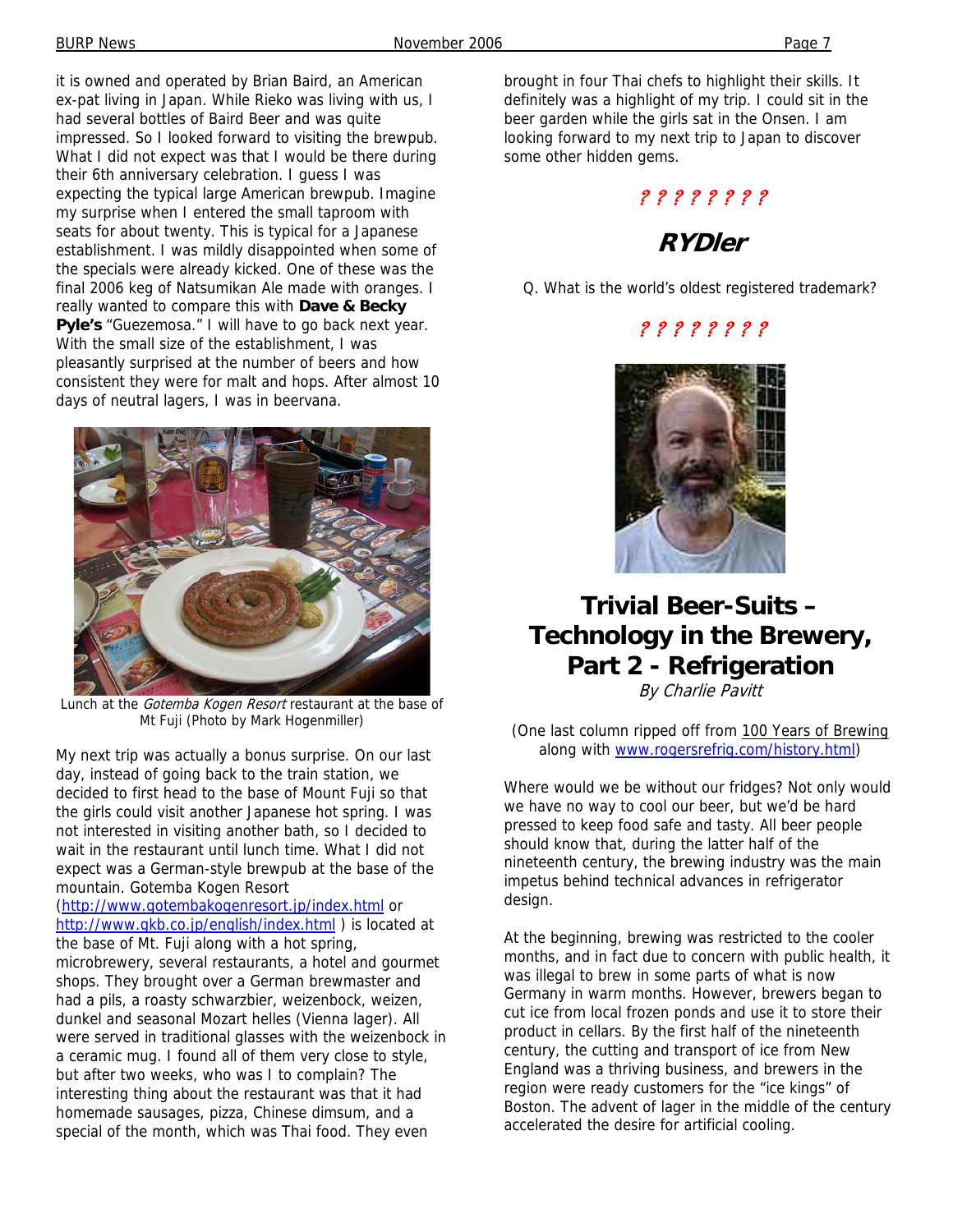it is owned and operated by Brian Baird, an American ex-pat living in Japan. While Rieko was living with us, I had several bottles of Baird Beer and was quite impressed. So I looked forward to visiting the brewpub. What I did not expect was that I would be there during their 6th anniversary celebration. I guess I was expecting the typical large American brewpub. Imagine my surprise when I entered the small taproom with seats for about twenty. This is typical for a Japanese establishment. I was mildly disappointed when some of the specials were already kicked. One of these was the final 2006 keg of Natsumikan Ale made with oranges. I really wanted to compare this with **Dave & Becky Pyle's** "Guezemosa." I will have to go back next year. With the small size of the establishment, I was pleasantly surprised at the number of beers and how consistent they were for malt and hops. After almost 10 days of neutral lagers, I was in beervana.

Lunch at the *Gotemba Kogen Resort* restaurant at the base of Mt Fuji (Photo by Mark Hogenmiller)

My next trip was actually a bonus surprise. On our last day, instead of going back to the train station, we decided to first head to the base of Mount Fuji so that the girls could visit another Japanese hot spring. I was not interested in visiting another bath, so I decided to wait in the restaurant until lunch time. What I did not expect was a German-style brewpub at the base of the mountain. Gotemba Kogen Resort (http://www.gotembakogenresort.jp/index.html or http://www.gkb.co.jp/english/index.html ) is located at the base of Mt. Fuji along with a hot spring, microbrewery, several restaurants, a hotel and gourmet shops. They brought over a German brewmaster and had a pils, a roasty schwarzbier, weizenbock, weizen, dunkel and seasonal Mozart helles (Vienna lager). All were served in traditional glasses with the weizenbock in a ceramic mug. I found all of them very close to style, but after two weeks, who was I to complain? The interesting thing about the restaurant was that it had homemade sausages, pizza, Chinese dimsum, and a special of the month, which was Thai food. They even brought in four Thai chefs to highlight their skills. It definitely was a highlight of my trip. I could sit in the beer garden while the girls sat in the Onsen. I am looking forward to my next trip to Japan to discover some other hidden gems.

? ? ? ? ? ? ? ?

## RYDler

Q. What is the world's oldest registered trademark?

? ? ? ? ? ? ? ?

## Trivial Beer-Suits – Technology in the Brewery, Part 2 - Refrigeration

*By Charlie Pavitt*

(One last column ripped off from 100 Years of Brewing along with www.rogersrefrig.com/history.html)

Where would we be without our fridges? Not only would we have no way to cool our beer, but we'd be hard pressed to keep food safe and tasty. All beer people should know that, during the latter half of the nineteenth century, the brewing industry was the main impetus behind technical advances in refrigerator design.

At the beginning, brewing was restricted to the cooler months, and in fact due to concern with public health, it was illegal to brew in some parts of what is now Germany in warm months. However, brewers began to cut ice from local frozen ponds and use it to store their product in cellars. By the first half of the nineteenth century, the cutting and transport of ice from New England was a thriving business, and brewers in the region were ready customers for the "ice kings" of Boston. The advent of lager in the middle of the century accelerated the desire for artificial cooling.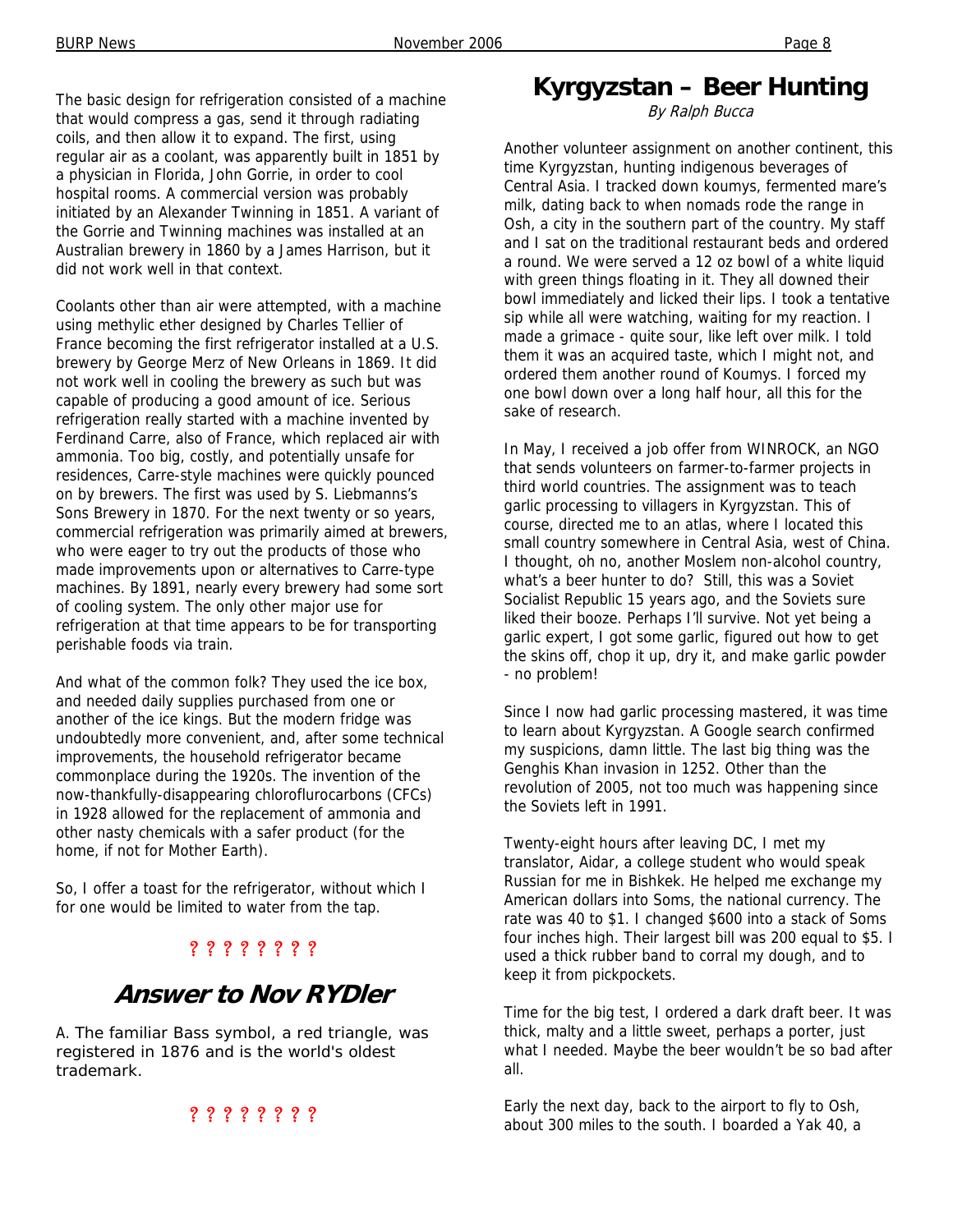The basic design for refrigeration consisted of a machine that would compress a gas, send it through radiating coils, and then allow it to expand. The first, using regular air as a coolant, was apparently built in 1851 by a physician in Florida, John Gorrie, in order to cool hospital rooms. A commercial version was probably initiated by an Alexander Twinning in 1851. A variant of the Gorrie and Twinning machines was installed at an Australian brewery in 1860 by a James Harrison, but it did not work well in that context.

Coolants other than air were attempted, with a machine using methylic ether designed by Charles Tellier of France becoming the first refrigerator installed at a U.S. brewery by George Merz of New Orleans in 1869. It did not work well in cooling the brewery as such but was capable of producing a good amount of ice. Serious refrigeration really started with a machine invented by Ferdinand Carre, also of France, which replaced air with ammonia. Too big, costly, and potentially unsafe for residences, Carre-style machines were quickly pounced on by brewers. The first was used by S. Liebmanns's Sons Brewery in 1870. For the next twenty or so years, commercial refrigeration was primarily aimed at brewers, who were eager to try out the products of those who made improvements upon or alternatives to Carre-type machines. By 1891, nearly every brewery had some sort of cooling system. The only other major use for refrigeration at that time appears to be for transporting perishable foods via train.

And what of the common folk? They used the ice box, and needed daily supplies purchased from one or another of the ice kings. But the modern fridge was undoubtedly more convenient, and, after some technical improvements, the household refrigerator became commonplace during the 1920s. The invention of the now-thankfully-disappearing chloroflurocarbons (CFCs) in 1928 allowed for the replacement of ammonia and other nasty chemicals with a safer product (for the home, if not for Mother Earth).

So, I offer a toast for the refrigerator, without which I for one would be limited to water from the tap.

? ? ? ? ? ? ? ?

## Answer to Nov RYDler

A. The familiar Bass symbol, a red triangle, was registered in 1876 and is the world's oldest trademark.

? ? ? ? ? ? ? ?

# Kyrgyzstan – Beer Hunting

*By Ralph Bucca*

Another volunteer assignment on another continent, this time Kyrgyzstan, hunting indigenous beverages of Central Asia. I tracked down koumys, fermented mare's milk, dating back to when nomads rode the range in Osh, a city in the southern part of the country. My staff and I sat on the traditional restaurant beds and ordered a round. We were served a 12 oz bowl of a white liquid with green things floating in it. They all downed their bowl immediately and licked their lips. I took a tentative sip while all were watching, waiting for my reaction. I made a grimace - quite sour, like left over milk. I told them it was an acquired taste, which I might not, and ordered them another round of Koumys. I forced my one bowl down over a long half hour, all this for the sake of research.

In May, I received a job offer from WINROCK, an NGO that sends volunteers on farmer-to-farmer projects in third world countries. The assignment was to teach garlic processing to villagers in Kyrgyzstan. This of course, directed me to an atlas, where I located this small country somewhere in Central Asia, west of China. I thought, oh no, another Moslem non-alcohol country, what's a beer hunter to do? Still, this was a Soviet Socialist Republic 15 years ago, and the Soviets sure liked their booze. Perhaps I'll survive. Not yet being a garlic expert, I got some garlic, figured out how to get the skins off, chop it up, dry it, and make garlic powder - no problem!

Since I now had garlic processing mastered, it was time to learn about Kyrgyzstan. A Google search confirmed my suspicions, damn little. The last big thing was the Genghis Khan invasion in 1252. Other than the revolution of 2005, not too much was happening since the Soviets left in 1991.

Twenty-eight hours after leaving DC, I met my translator, Aidar, a college student who would speak Russian for me in Bishkek. He helped me exchange my American dollars into Soms, the national currency. The rate was 40 to $1. I changed $600 into a stack of Soms four inches high. Their largest bill was 200 equal to $5. I used a thick rubber band to corral my dough, and to keep it from pickpockets.

Time for the big test, I ordered a dark draft beer. It was thick, malty and a little sweet, perhaps a porter, just what I needed. Maybe the beer wouldn't be so bad after all.

Early the next day, back to the airport to fly to Osh, about 300 miles to the south. I boarded a Yak 40, a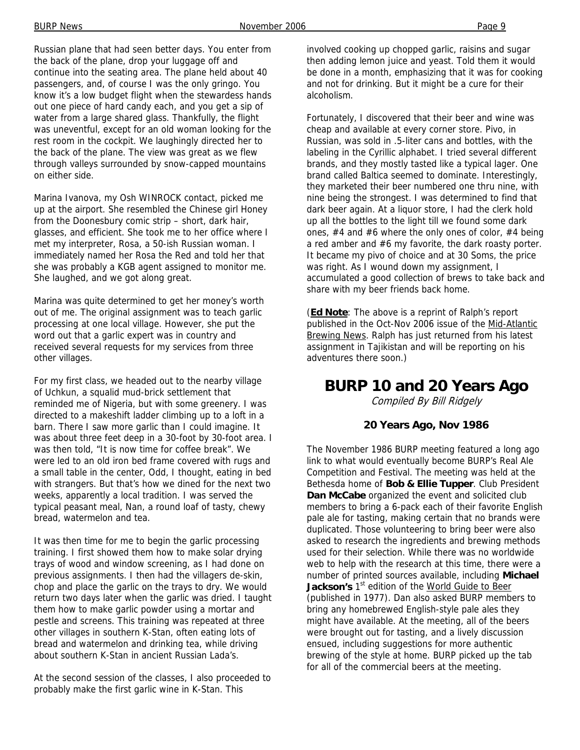Russian plane that had seen better days. You enter from the back of the plane, drop your luggage off and continue into the seating area. The plane held about 40 passengers, and, of course I was the only gringo. You know it's a low budget flight when the stewardess hands out one piece of hard candy each, and you get a sip of water from a large shared glass. Thankfully, the flight was uneventful, except for an old woman looking for the rest room in the cockpit. We laughingly directed her to the back of the plane. The view was great as we flew through valleys surrounded by snow-capped mountains on either side.

Marina Ivanova, my Osh WINROCK contact, picked me up at the airport. She resembled the Chinese girl Honey from the Doonesbury comic strip – short, dark hair, glasses, and efficient. She took me to her office where I met my interpreter, Rosa, a 50-ish Russian woman. I immediately named her Rosa the Red and told her that she was probably a KGB agent assigned to monitor me. She laughed, and we got along great.

Marina was quite determined to get her money's worth out of me. The original assignment was to teach garlic processing at one local village. However, she put the word out that a garlic expert was in country and received several requests for my services from three other villages.

For my first class, we headed out to the nearby village of Uchkun, a squalid mud-brick settlement that reminded me of Nigeria, but with some greenery. I was directed to a makeshift ladder climbing up to a loft in a barn. There I saw more garlic than I could imagine. It was about three feet deep in a 30-foot by 30-foot area. I was then told, "It is now time for coffee break". We were led to an old iron bed frame covered with rugs and a small table in the center, Odd, I thought, eating in bed with strangers. But that's how we dined for the next two weeks, apparently a local tradition. I was served the typical peasant meal, Nan, a round loaf of tasty, chewy bread, watermelon and tea.

It was then time for me to begin the garlic processing training. I first showed them how to make solar drying trays of wood and window screening, as I had done on previous assignments. I then had the villagers de-skin, chop and place the garlic on the trays to dry. We would return two days later when the garlic was dried. I taught them how to make garlic powder using a mortar and pestle and screens. This training was repeated at three other villages in southern K-Stan, often eating lots of bread and watermelon and drinking tea, while driving about southern K-Stan in ancient Russian Lada's.

At the second session of the classes, I also proceeded to probably make the first garlic wine in K-Stan. This involved cooking up chopped garlic, raisins and sugar then adding lemon juice and yeast. Told them it would be done in a month, emphasizing that it was for cooking and not for drinking. But it might be a cure for their alcoholism.

Fortunately, I discovered that their beer and wine was cheap and available at every corner store. Pivo, in Russian, was sold in .5-liter cans and bottles, with the labeling in the Cyrillic alphabet. I tried several different brands, and they mostly tasted like a typical lager. One brand called Baltica seemed to dominate. Interestingly, they marketed their beer numbered one thru nine, with nine being the strongest. I was determined to find that dark beer again. At a liquor store, I had the clerk hold up all the bottles to the light till we found some dark ones, #4 and #6 where the only ones of color, #4 being a red amber and #6 my favorite, the dark roasty porter. It became my pivo of choice and at 30 Soms, the price was right. As I wound down my assignment, I accumulated a good collection of brews to take back and share with my beer friends back home.

(**Ed Note**: The above is a reprint of Ralph's report published in the Oct-Nov 2006 issue of the Mid-Atlantic Brewing News. Ralph has just returned from his latest assignment in Tajikistan and will be reporting on his adventures there soon.)

# BURP 10 and 20 Years Ago

*Compiled By Bill Ridgely*

### 20 Years Ago, Nov 1986

The November 1986 BURP meeting featured a long ago link to what would eventually become BURP's Real Ale Competition and Festival. The meeting was held at the Bethesda home of **Bob & Ellie Tupper**. Club President **Dan McCabe** organized the event and solicited club members to bring a 6-pack each of their favorite English pale ale for tasting, making certain that no brands were duplicated. Those volunteering to bring beer were also asked to research the ingredients and brewing methods used for their selection. While there was no worldwide web to help with the research at this time, there were a number of printed sources available, including **Michael Jackson's** 1st edition of the World Guide to Beer (published in 1977). Dan also asked BURP members to bring any homebrewed English-style pale ales they might have available. At the meeting, all of the beers were brought out for tasting, and a lively discussion ensued, including suggestions for more authentic brewing of the style at home. BURP picked up the tab for all of the commercial beers at the meeting.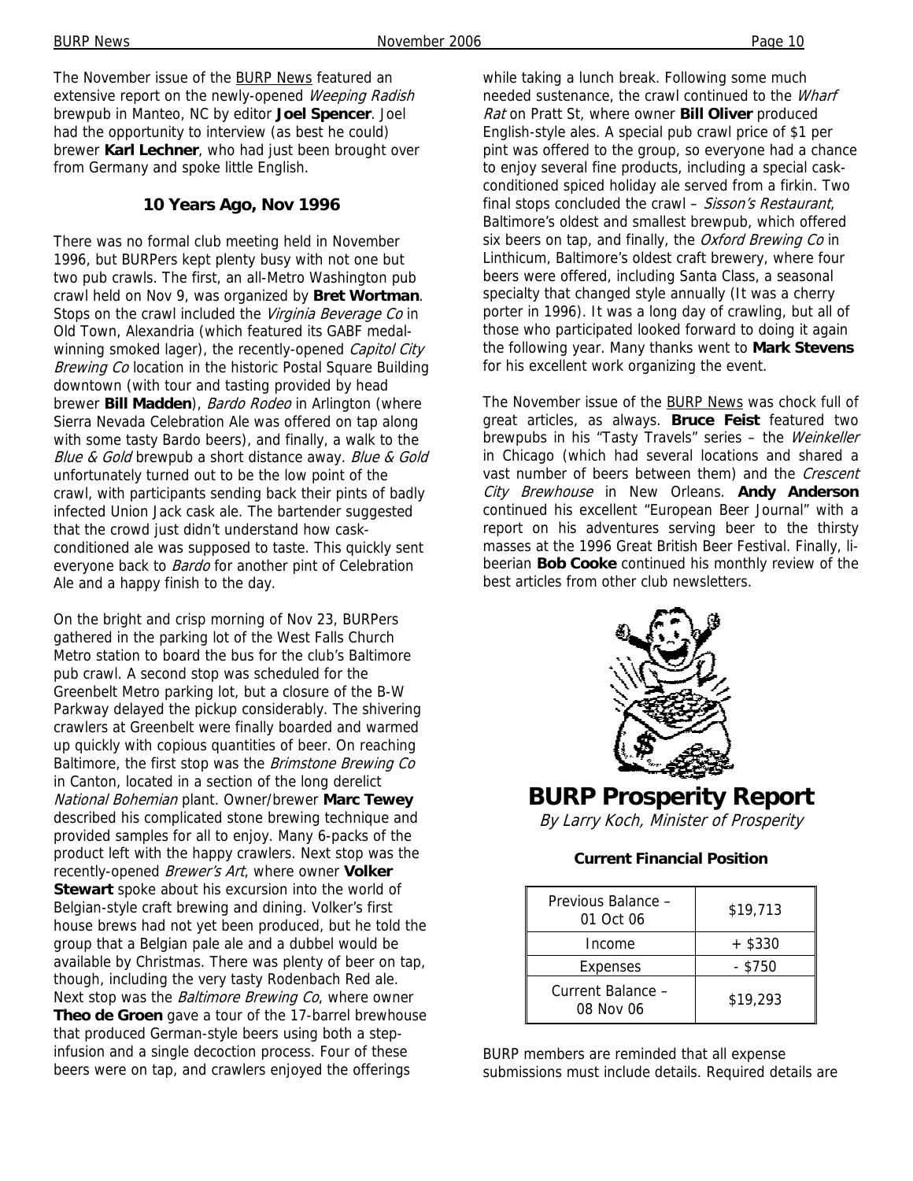The November issue of the BURP News featured an extensive report on the newly-opened *Weeping Radish* brewpub in Manteo, NC by editor **Joel Spencer**. Joel had the opportunity to interview (as best he could) brewer **Karl Lechner**, who had just been brought over from Germany and spoke little English.

### 10 Years Ago, Nov 1996

There was no formal club meeting held in November 1996, but BURPers kept plenty busy with not one but two pub crawls. The first, an all-Metro Washington pub crawl held on Nov 9, was organized by **Bret Wortman**. Stops on the crawl included the *Virginia Beverage Co* in Old Town, Alexandria (which featured its GABF medal-winning smoked lager), the recently-opened *Capitol City Brewing Co* location in the historic Postal Square Building downtown (with tour and tasting provided by head brewer **Bill Madden**), *Bardo Rodeo* in Arlington (where Sierra Nevada Celebration Ale was offered on tap along with some tasty Bardo beers), and finally, a walk to the *Blue & Gold* brewpub a short distance away. *Blue & Gold* unfortunately turned out to be the low point of the crawl, with participants sending back their pints of badly infected Union Jack cask ale. The bartender suggested that the crowd just didn't understand how cask-conditioned ale was supposed to taste. This quickly sent everyone back to *Bardo* for another pint of Celebration Ale and a happy finish to the day.

On the bright and crisp morning of Nov 23, BURPers gathered in the parking lot of the West Falls Church Metro station to board the bus for the club's Baltimore pub crawl. A second stop was scheduled for the Greenbelt Metro parking lot, but a closure of the B-W Parkway delayed the pickup considerably. The shivering crawlers at Greenbelt were finally boarded and warmed up quickly with copious quantities of beer. On reaching Baltimore, the first stop was the *Brimstone Brewing Co* in Canton, located in a section of the long derelict *National Bohemian* plant. Owner/brewer **Marc Tewey** described his complicated stone brewing technique and provided samples for all to enjoy. Many 6-packs of the product left with the happy crawlers. Next stop was the recently-opened *Brewer's Art*, where owner **Volker Stewart** spoke about his excursion into the world of Belgian-style craft brewing and dining. Volker's first house brews had not yet been produced, but he told the group that a Belgian pale ale and a dubbel would be available by Christmas. There was plenty of beer on tap, though, including the very tasty Rodenbach Red ale. Next stop was the *Baltimore Brewing Co*, where owner **Theo de Groen** gave a tour of the 17-barrel brewhouse that produced German-style beers using both a step-infusion and a single decoction process. Four of these beers were on tap, and crawlers enjoyed the offerings while taking a lunch break. Following some much needed sustenance, the crawl continued to the *Wharf Rat* on Pratt St, where owner **Bill Oliver** produced English-style ales. A special pub crawl price of $1 per pint was offered to the group, so everyone had a chance to enjoy several fine products, including a special cask-conditioned spiced holiday ale served from a firkin. Two final stops concluded the crawl – *Sisson's Restaurant*, Baltimore's oldest and smallest brewpub, which offered six beers on tap, and finally, the *Oxford Brewing Co* in Linthicum, Baltimore's oldest craft brewery, where four beers were offered, including Santa Class, a seasonal specialty that changed style annually (It was a cherry porter in 1996). It was a long day of crawling, but all of those who participated looked forward to doing it again the following year. Many thanks went to **Mark Stevens** for his excellent work organizing the event.

The November issue of the BURP News was chock full of great articles, as always. **Bruce Feist** featured two brewpubs in his "Tasty Travels" series – the *Weinkeller* in Chicago (which had several locations and shared a vast number of beers between them) and the *Crescent City Brewhouse* in New Orleans. **Andy Anderson** continued his excellent "European Beer Journal" with a report on his adventures serving beer to the thirsty masses at the 1996 Great British Beer Festival. Finally, li-beerian **Bob Cooke** continued his monthly review of the best articles from other club newsletters.

## BURP Prosperity Report

*By Larry Koch, Minister of Prosperity*

**Current Financial Position**

| | |
|---|---|
| Previous Balance – 01 Oct 06 | $19,713 |
| Income | + $330 |
| Expenses | - $750 |
| Current Balance – 08 Nov 06 | $19,293 |

BURP members are reminded that all expense submissions must include details. Required details are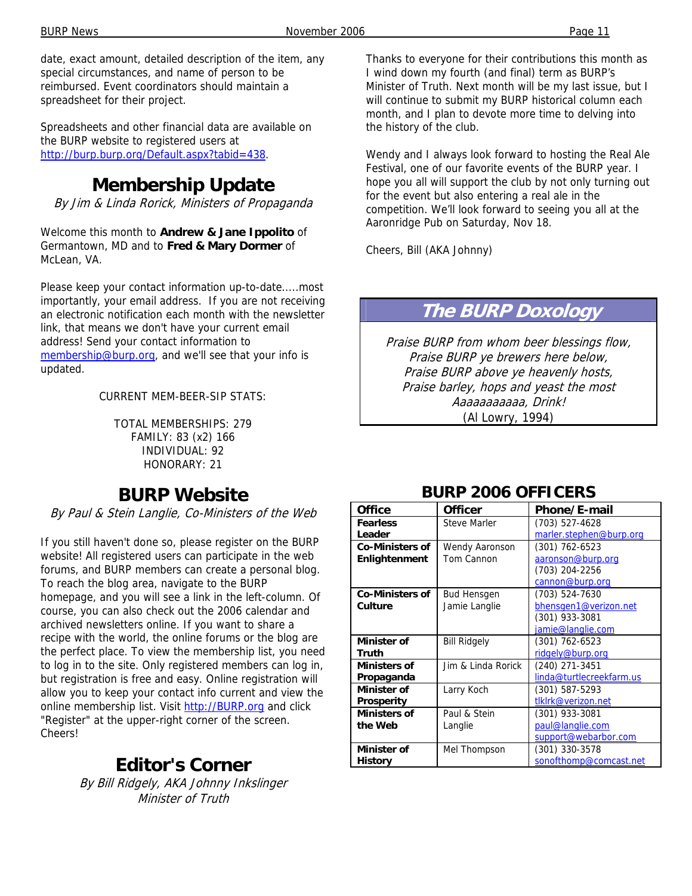date, exact amount, detailed description of the item, any special circumstances, and name of person to be reimbursed. Event coordinators should maintain a spreadsheet for their project.

Spreadsheets and other financial data are available on the BURP website to registered users at http://burp.burp.org/Default.aspx?tabid=438.

## Membership Update

*By Jim & Linda Rorick, Ministers of Propaganda*

Welcome this month to **Andrew & Jane Ippolito** of Germantown, MD and to **Fred & Mary Dormer** of McLean, VA.

Please keep your contact information up-to-date.....most importantly, your email address. If you are not receiving an electronic notification each month with the newsletter link, that means we don't have your current email address! Send your contact information to membership@burp.org, and we'll see that your info is updated.

CURRENT MEM-BEER-SIP STATS:

TOTAL MEMBERSHIPS: 279
FAMILY: 83 (x2) 166
INDIVIDUAL: 92
HONORARY: 21

## BURP Website

*By Paul & Stein Langlie, Co-Ministers of the Web*

If you still haven't done so, please register on the BURP website! All registered users can participate in the web forums, and BURP members can create a personal blog. To reach the blog area, navigate to the BURP homepage, and you will see a link in the left-column. Of course, you can also check out the 2006 calendar and archived newsletters online. If you want to share a recipe with the world, the online forums or the blog are the perfect place. To view the membership list, you need to log in to the site. Only registered members can log in, but registration is free and easy. Online registration will allow you to keep your contact info current and view the online membership list. Visit http://BURP.org and click "Register" at the upper-right corner of the screen. Cheers!

## Editor's Corner

*By Bill Ridgely, AKA Johnny Inkslinger*
*Minister of Truth*

Thanks to everyone for their contributions this month as I wind down my fourth (and final) term as BURP's Minister of Truth. Next month will be my last issue, but I will continue to submit my BURP historical column each month, and I plan to devote more time to delving into the history of the club.

Wendy and I always look forward to hosting the Real Ale Festival, one of our favorite events of the BURP year. I hope you all will support the club by not only turning out for the event but also entering a real ale in the competition. We'll look forward to seeing you all at the Aaronridge Pub on Saturday, Nov 18.

Cheers, Bill (AKA Johnny)

## The BURP Doxology

*Praise BURP from whom beer blessings flow,*
*Praise BURP ye brewers here below,*
*Praise BURP above ye heavenly hosts,*
*Praise barley, hops and yeast the most*
*Aaaaaaaaaaa, Drink!*
(Al Lowry, 1994)

## BURP 2006 OFFICERS

| Office | Officer | Phone/E-mail |
|---|---|---|
| **Fearless Leader** | Steve Marler | (703) 527-4628<br>marler.stephen@burp.org |
| **Co-Ministers of Enlightenment** | Wendy Aaronson<br>Tom Cannon | (301) 762-6523<br>aaronson@burp.org<br>(703) 204-2256<br>cannon@burp.org |
| **Co-Ministers of Culture** | Bud Hensgen<br>Jamie Langlie | (703) 524-7630<br>bhensgen1@verizon.net<br>(301) 933-3081<br>jamie@langlie.com |
| **Minister of Truth** | Bill Ridgely | (301) 762-6523<br>ridgely@burp.org |
| **Ministers of Propaganda** | Jim & Linda Rorick | (240) 271-3451<br>linda@turtlecreekfarm.us |
| **Minister of Prosperity** | Larry Koch | (301) 587-5293<br>tlklrk@verizon.net |
| **Ministers of the Web** | Paul & Stein Langlie | (301) 933-3081<br>paul@langlie.com<br>support@webarbor.com |
| **Minister of History** | Mel Thompson | (301) 330-3578<br>sonofthomp@comcast.net |